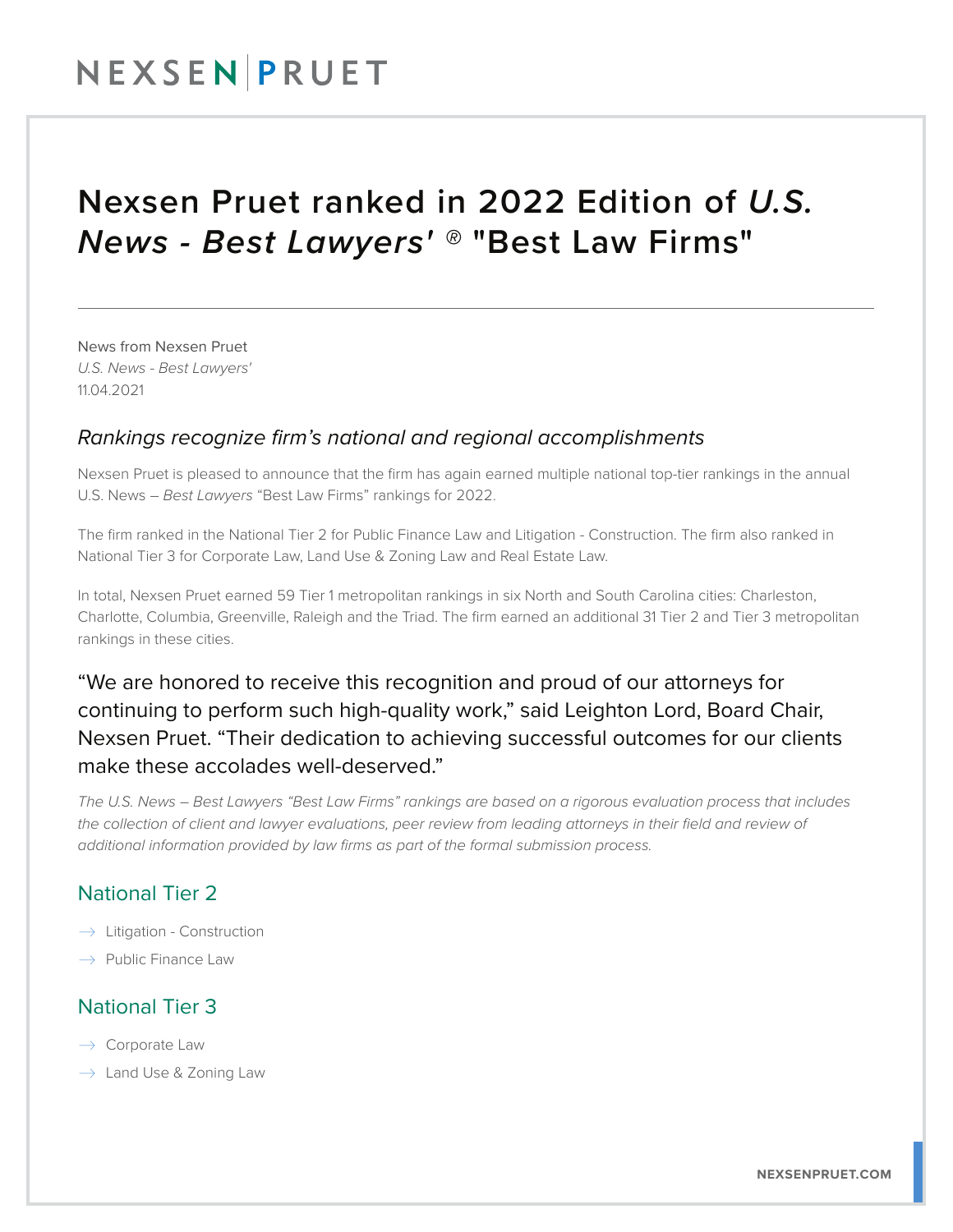# Nexsen Pruet ranked in 2022 Edition of *U.S. News - Best Lawyers'* ® "Best Law Firms"

News from Nexsen Pruet
*U.S. News - Best Lawyers'*
11.04.2021

### *Rankings recognize firm's national and regional accomplishments*

Nexsen Pruet is pleased to announce that the firm has again earned multiple national top-tier rankings in the annual U.S. News – *Best Lawyers* "Best Law Firms" rankings for 2022.

The firm ranked in the National Tier 2 for Public Finance Law and Litigation - Construction. The firm also ranked in National Tier 3 for Corporate Law, Land Use & Zoning Law and Real Estate Law.

In total, Nexsen Pruet earned 59 Tier 1 metropolitan rankings in six North and South Carolina cities: Charleston, Charlotte, Columbia, Greenville, Raleigh and the Triad. The firm earned an additional 31 Tier 2 and Tier 3 metropolitan rankings in these cities.

"We are honored to receive this recognition and proud of our attorneys for continuing to perform such high-quality work," said Leighton Lord, Board Chair, Nexsen Pruet. "Their dedication to achieving successful outcomes for our clients make these accolades well-deserved."

*The U.S. News – Best Lawyers "Best Law Firms" rankings are based on a rigorous evaluation process that includes the collection of client and lawyer evaluations, peer review from leading attorneys in their field and review of additional information provided by law firms as part of the formal submission process.*

## National Tier 2

- Litigation - Construction
- Public Finance Law

## National Tier 3

- Corporate Law
- Land Use & Zoning Law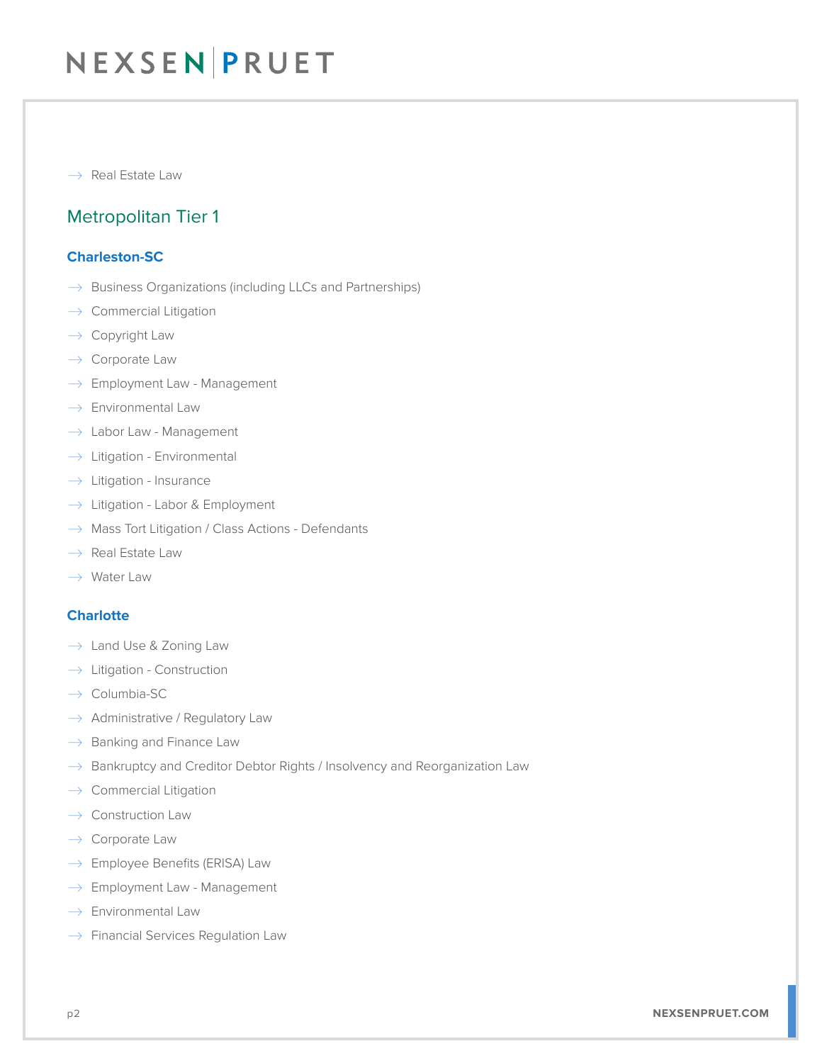- Real Estate Law

## Metropolitan Tier 1

### Charleston-SC

- Business Organizations (including LLCs and Partnerships)
- Commercial Litigation
- Copyright Law
- Corporate Law
- Employment Law - Management
- Environmental Law
- Labor Law - Management
- Litigation - Environmental
- Litigation - Insurance
- Litigation - Labor & Employment
- Mass Tort Litigation / Class Actions - Defendants
- Real Estate Law
- Water Law

### Charlotte

- Land Use & Zoning Law
- Litigation - Construction
- Columbia-SC
- Administrative / Regulatory Law
- Banking and Finance Law
- Bankruptcy and Creditor Debtor Rights / Insolvency and Reorganization Law
- Commercial Litigation
- Construction Law
- Corporate Law
- Employee Benefits (ERISA) Law
- Employment Law - Management
- Environmental Law
- Financial Services Regulation Law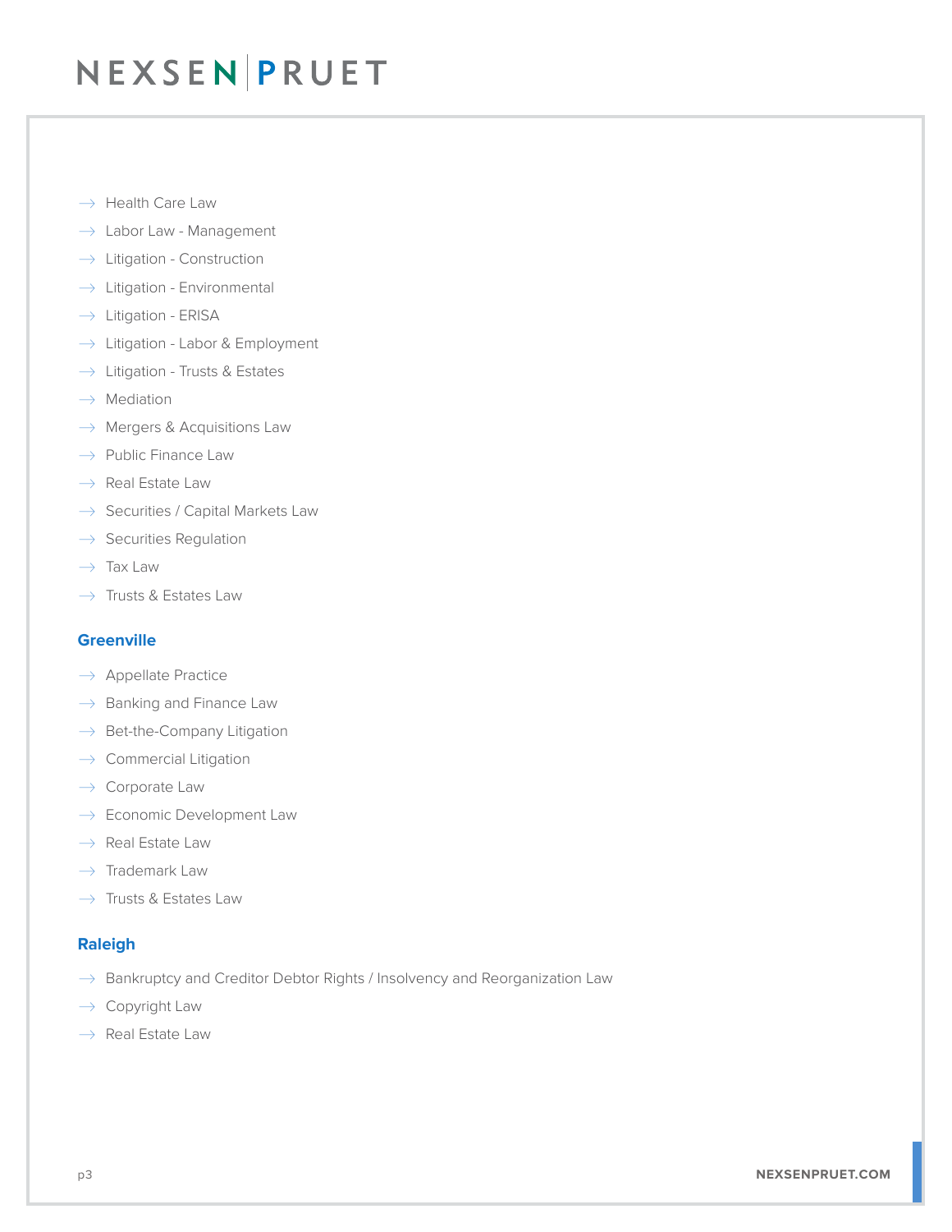- Health Care Law
- Labor Law - Management
- Litigation - Construction
- Litigation - Environmental
- Litigation - ERISA
- Litigation - Labor & Employment
- Litigation - Trusts & Estates
- Mediation
- Mergers & Acquisitions Law
- Public Finance Law
- Real Estate Law
- Securities / Capital Markets Law
- Securities Regulation
- Tax Law
- Trusts & Estates Law

### Greenville

- Appellate Practice
- Banking and Finance Law
- Bet-the-Company Litigation
- Commercial Litigation
- Corporate Law
- Economic Development Law
- Real Estate Law
- Trademark Law
- Trusts & Estates Law

### Raleigh

- Bankruptcy and Creditor Debtor Rights / Insolvency and Reorganization Law
- Copyright Law
- Real Estate Law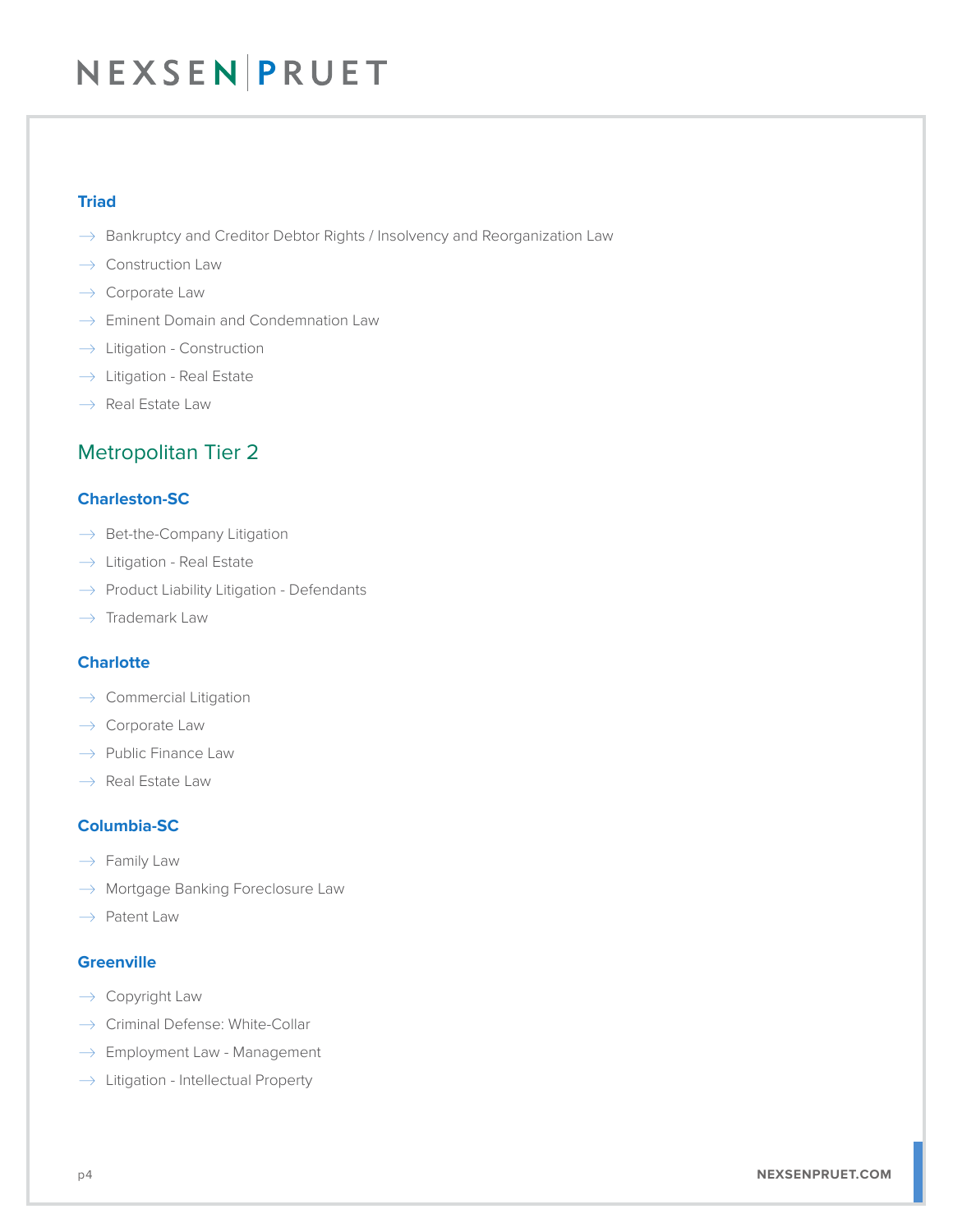### Triad

- Bankruptcy and Creditor Debtor Rights / Insolvency and Reorganization Law
- Construction Law
- Corporate Law
- Eminent Domain and Condemnation Law
- Litigation - Construction
- Litigation - Real Estate
- Real Estate Law

## Metropolitan Tier 2

### Charleston-SC

- Bet-the-Company Litigation
- Litigation - Real Estate
- Product Liability Litigation - Defendants
- Trademark Law

### Charlotte

- Commercial Litigation
- Corporate Law
- Public Finance Law
- Real Estate Law

### Columbia-SC

- Family Law
- Mortgage Banking Foreclosure Law
- Patent Law

### Greenville

- Copyright Law
- Criminal Defense: White-Collar
- Employment Law - Management
- Litigation - Intellectual Property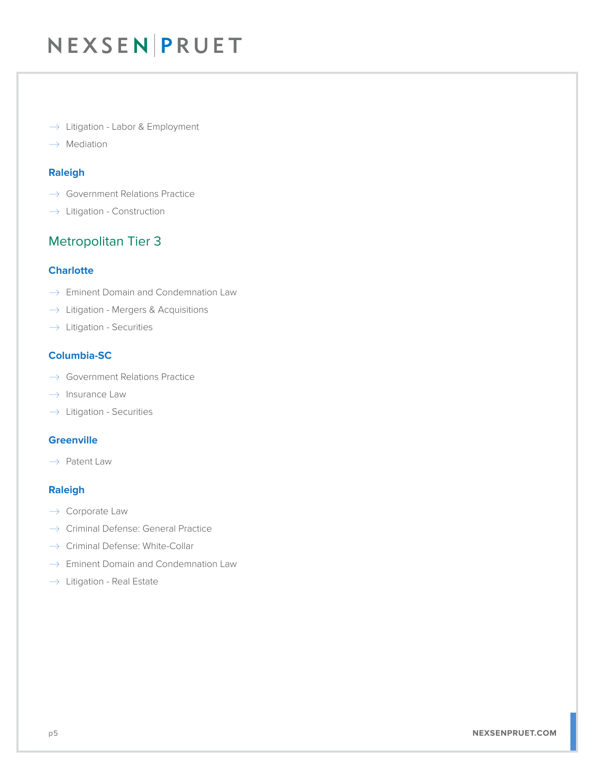- Litigation - Labor & Employment
- Mediation

### Raleigh

- Government Relations Practice
- Litigation - Construction

## Metropolitan Tier 3

### Charlotte

- Eminent Domain and Condemnation Law
- Litigation - Mergers & Acquisitions
- Litigation - Securities

### Columbia-SC

- Government Relations Practice
- Insurance Law
- Litigation - Securities

### Greenville

- Patent Law

### Raleigh

- Corporate Law
- Criminal Defense: General Practice
- Criminal Defense: White-Collar
- Eminent Domain and Condemnation Law
- Litigation - Real Estate